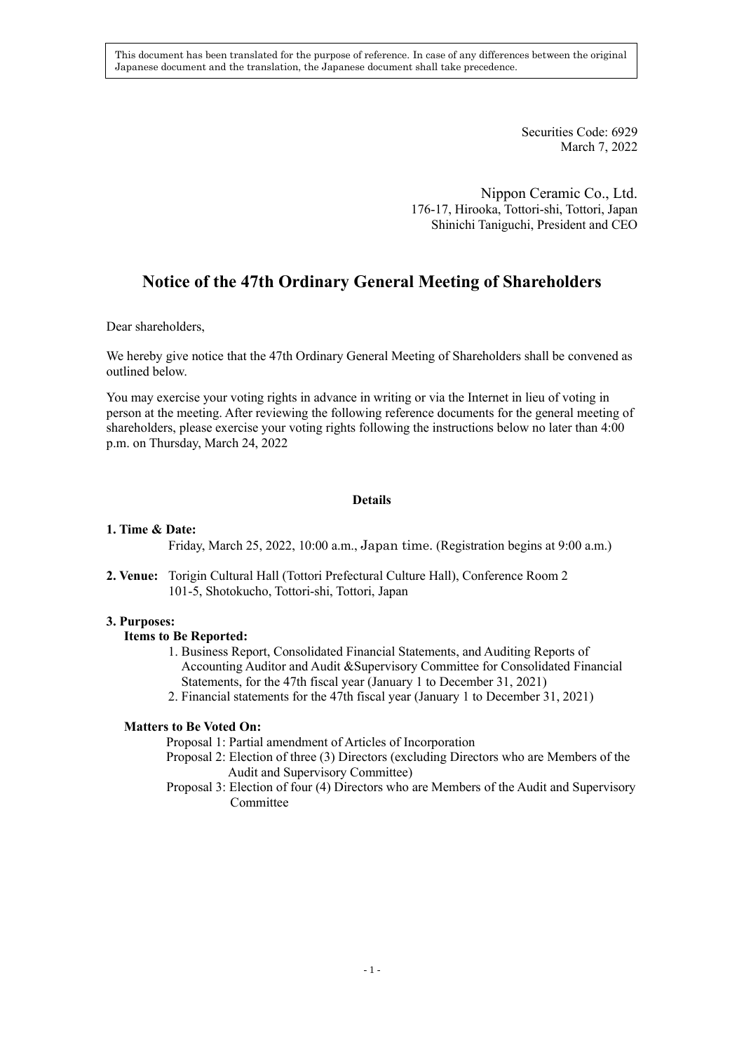This document has been translated for the purpose of reference. In case of any differences between the original Japanese document and the translation, the Japanese document shall take precedence.

Securities Code: 6929
March 7, 2022

Nippon Ceramic Co., Ltd.
176-17, Hirooka, Tottori-shi, Tottori, Japan
Shinichi Taniguchi, President and CEO

# Notice of the 47th Ordinary General Meeting of Shareholders

Dear shareholders,

We hereby give notice that the 47th Ordinary General Meeting of Shareholders shall be convened as outlined below.

You may exercise your voting rights in advance in writing or via the Internet in lieu of voting in person at the meeting. After reviewing the following reference documents for the general meeting of shareholders, please exercise your voting rights following the instructions below no later than 4:00 p.m. on Thursday, March 24, 2022

**Details**

**1. Time & Date:**
Friday, March 25, 2022, 10:00 a.m., Japan time. (Registration begins at 9:00 a.m.)

**2. Venue:** Torigin Cultural Hall (Tottori Prefectural Culture Hall), Conference Room 2
101-5, Shotokucho, Tottori-shi, Tottori, Japan

**3. Purposes:**

**Items to Be Reported:**

1. Business Report, Consolidated Financial Statements, and Auditing Reports of Accounting Auditor and Audit &Supervisory Committee for Consolidated Financial Statements, for the 47th fiscal year (January 1 to December 31, 2021)
2. Financial statements for the 47th fiscal year (January 1 to December 31, 2021)

**Matters to Be Voted On:**

Proposal 1: Partial amendment of Articles of Incorporation
Proposal 2: Election of three (3) Directors (excluding Directors who are Members of the Audit and Supervisory Committee)
Proposal 3: Election of four (4) Directors who are Members of the Audit and Supervisory Committee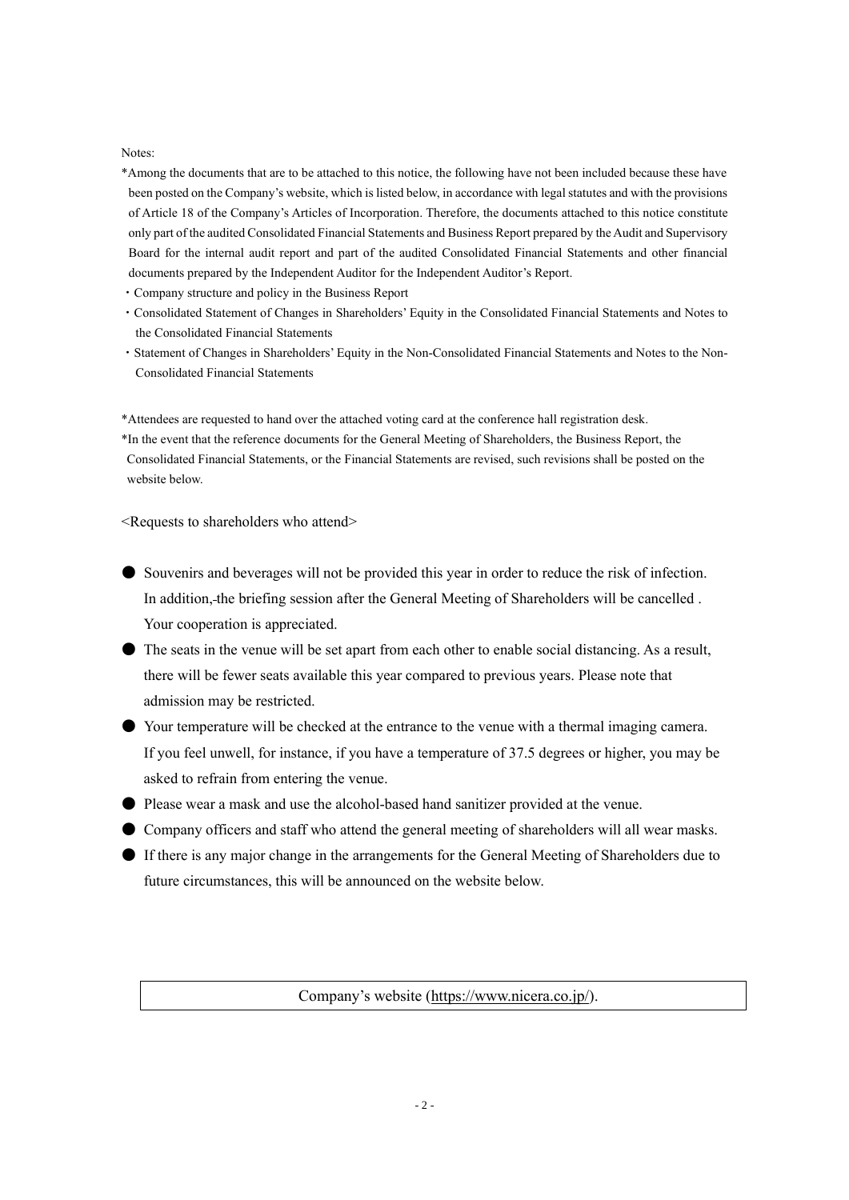Notes:

*Among the documents that are to be attached to this notice, the following have not been included because these have been posted on the Company's website, which is listed below, in accordance with legal statutes and with the provisions of Article 18 of the Company's Articles of Incorporation. Therefore, the documents attached to this notice constitute only part of the audited Consolidated Financial Statements and Business Report prepared by the Audit and Supervisory Board for the internal audit report and part of the audited Consolidated Financial Statements and other financial documents prepared by the Independent Auditor for the Independent Auditor's Report.

- Company structure and policy in the Business Report
- Consolidated Statement of Changes in Shareholders' Equity in the Consolidated Financial Statements and Notes to the Consolidated Financial Statements
- Statement of Changes in Shareholders' Equity in the Non-Consolidated Financial Statements and Notes to the Non-Consolidated Financial Statements

*Attendees are requested to hand over the attached voting card at the conference hall registration desk.

*In the event that the reference documents for the General Meeting of Shareholders, the Business Report, the Consolidated Financial Statements, or the Financial Statements are revised, such revisions shall be posted on the website below.

<Requests to shareholders who attend>

- Souvenirs and beverages will not be provided this year in order to reduce the risk of infection. In addition, the briefing session after the General Meeting of Shareholders will be cancelled . Your cooperation is appreciated.
- The seats in the venue will be set apart from each other to enable social distancing. As a result, there will be fewer seats available this year compared to previous years. Please note that admission may be restricted.
- Your temperature will be checked at the entrance to the venue with a thermal imaging camera. If you feel unwell, for instance, if you have a temperature of 37.5 degrees or higher, you may be asked to refrain from entering the venue.
- Please wear a mask and use the alcohol-based hand sanitizer provided at the venue.
- Company officers and staff who attend the general meeting of shareholders will all wear masks.
- If there is any major change in the arrangements for the General Meeting of Shareholders due to future circumstances, this will be announced on the website below.

Company's website (https://www.nicera.co.jp/).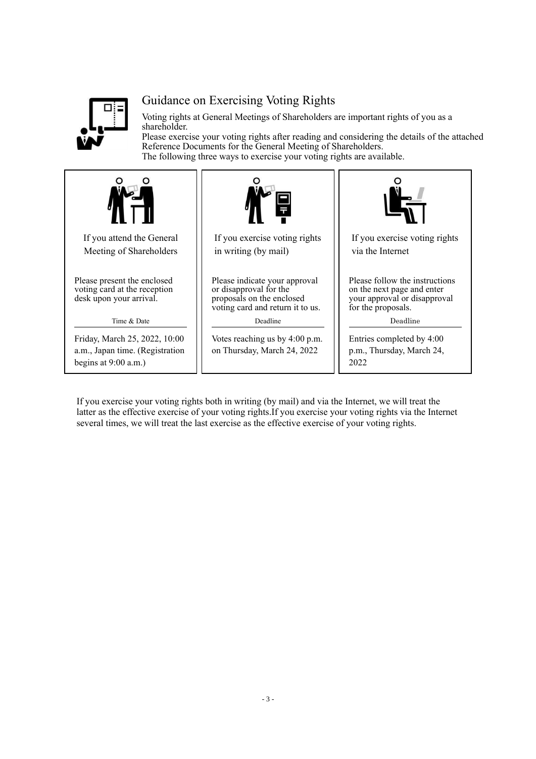# Guidance on Exercising Voting Rights

Voting rights at General Meetings of Shareholders are important rights of you as a shareholder.
Please exercise your voting rights after reading and considering the details of the attached Reference Documents for the General Meeting of Shareholders.
The following three ways to exercise your voting rights are available.

| If you attend the General Meeting of Shareholders | If you exercise voting rights in writing (by mail) | If you exercise voting rights via the Internet |
|---|---|---|
| Please present the enclosed voting card at the reception desk upon your arrival. | Please indicate your approval or disapproval for the proposals on the enclosed voting card and return it to us. | Please follow the instructions on the next page and enter your approval or disapproval for the proposals. |
| Time & Date | Deadline | Deadline |
| Friday, March 25, 2022, 10:00 a.m., Japan time. (Registration begins at 9:00 a.m.) | Votes reaching us by 4:00 p.m. on Thursday, March 24, 2022 | Entries completed by 4:00 p.m., Thursday, March 24, 2022 |

If you exercise your voting rights both in writing (by mail) and via the Internet, we will treat the latter as the effective exercise of your voting rights.If you exercise your voting rights via the Internet several times, we will treat the last exercise as the effective exercise of your voting rights.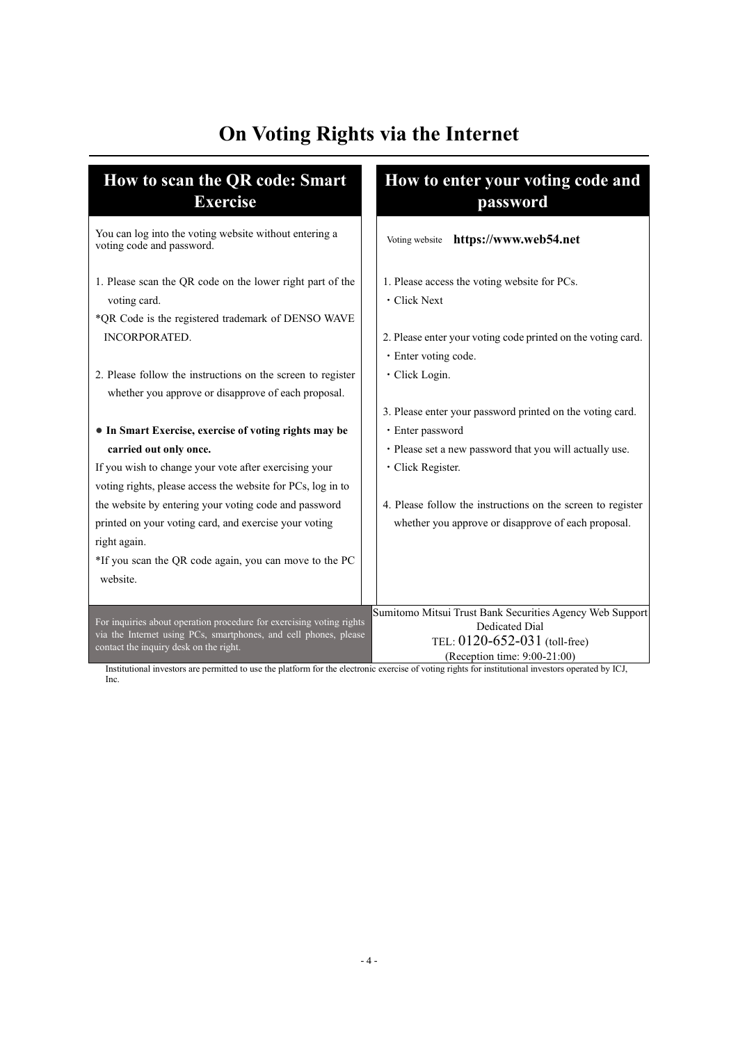# On Voting Rights via the Internet

## How to scan the QR code: Smart Exercise

You can log into the voting website without entering a voting code and password.

1. Please scan the QR code on the lower right part of the voting card.

*QR Code is the registered trademark of DENSO WAVE INCORPORATED.

2. Please follow the instructions on the screen to register whether you approve or disapprove of each proposal.

● **In Smart Exercise, exercise of voting rights may be carried out only once.**

If you wish to change your vote after exercising your voting rights, please access the website for PCs, log in to the website by entering your voting code and password printed on your voting card, and exercise your voting right again.

*If you scan the QR code again, you can move to the PC website.

## How to enter your voting code and password

Voting website **https://www.web54.net**

1. Please access the voting website for PCs.
   ・Click Next

2. Please enter your voting code printed on the voting card.
   ・Enter voting code.
   ・Click Login.

3. Please enter your password printed on the voting card.
   ・Enter password
   ・Please set a new password that you will actually use.
   ・Click Register.

4. Please follow the instructions on the screen to register whether you approve or disapprove of each proposal.

| For inquiries about operation procedure for exercising voting rights via the Internet using PCs, smartphones, and cell phones, please contact the inquiry desk on the right. | Sumitomo Mitsui Trust Bank Securities Agency Web Support Dedicated Dial<br>TEL: 0120-652-031 (toll-free)<br>(Reception time: 9:00-21:00) |
|---|---|

Institutional investors are permitted to use the platform for the electronic exercise of voting rights for institutional investors operated by ICJ, Inc.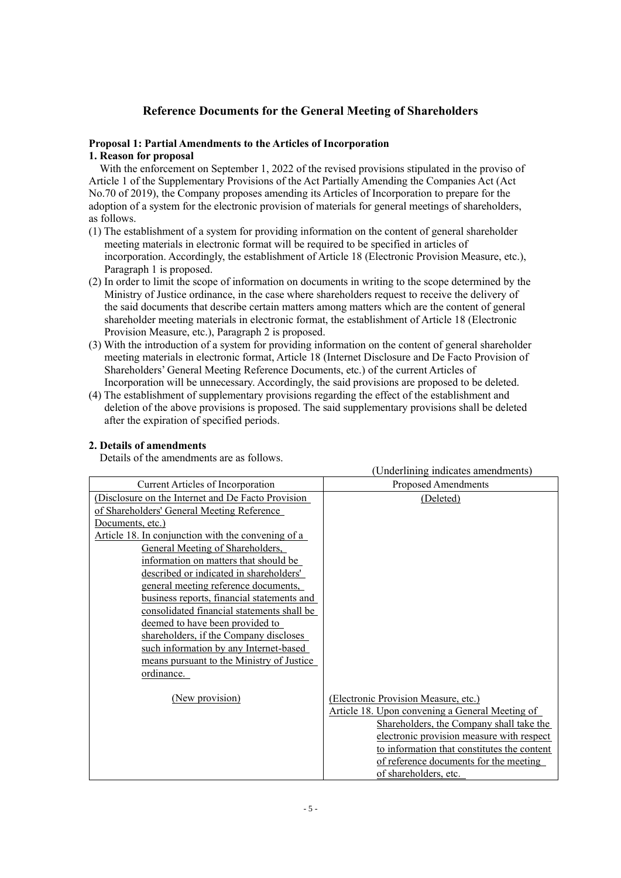## Reference Documents for the General Meeting of Shareholders

**Proposal 1: Partial Amendments to the Articles of Incorporation**

**1. Reason for proposal**

With the enforcement on September 1, 2022 of the revised provisions stipulated in the proviso of Article 1 of the Supplementary Provisions of the Act Partially Amending the Companies Act (Act No.70 of 2019), the Company proposes amending its Articles of Incorporation to prepare for the adoption of a system for the electronic provision of materials for general meetings of shareholders, as follows.

(1) The establishment of a system for providing information on the content of general shareholder meeting materials in electronic format will be required to be specified in articles of incorporation. Accordingly, the establishment of Article 18 (Electronic Provision Measure, etc.), Paragraph 1 is proposed.

(2) In order to limit the scope of information on documents in writing to the scope determined by the Ministry of Justice ordinance, in the case where shareholders request to receive the delivery of the said documents that describe certain matters among matters which are the content of general shareholder meeting materials in electronic format, the establishment of Article 18 (Electronic Provision Measure, etc.), Paragraph 2 is proposed.

(3) With the introduction of a system for providing information on the content of general shareholder meeting materials in electronic format, Article 18 (Internet Disclosure and De Facto Provision of Shareholders' General Meeting Reference Documents, etc.) of the current Articles of Incorporation will be unnecessary. Accordingly, the said provisions are proposed to be deleted.

(4) The establishment of supplementary provisions regarding the effect of the establishment and deletion of the above provisions is proposed. The said supplementary provisions shall be deleted after the expiration of specified periods.

**2. Details of amendments**

Details of the amendments are as follows.

(Underlining indicates amendments)

| Current Articles of Incorporation | Proposed Amendments |
|---|---|
| (Disclosure on the Internet and De Facto Provision of Shareholders' General Meeting Reference Documents, etc.)<br>Article 18. In conjunction with the convening of a General Meeting of Shareholders, information on matters that should be described or indicated in shareholders' general meeting reference documents, business reports, financial statements and consolidated financial statements shall be deemed to have been provided to shareholders, if the Company discloses such information by any Internet-based means pursuant to the Ministry of Justice ordinance. | (Deleted) |
| (New provision) | (Electronic Provision Measure, etc.)<br>Article 18. Upon convening a General Meeting of Shareholders, the Company shall take the electronic provision measure with respect to information that constitutes the content of reference documents for the meeting of shareholders, etc. |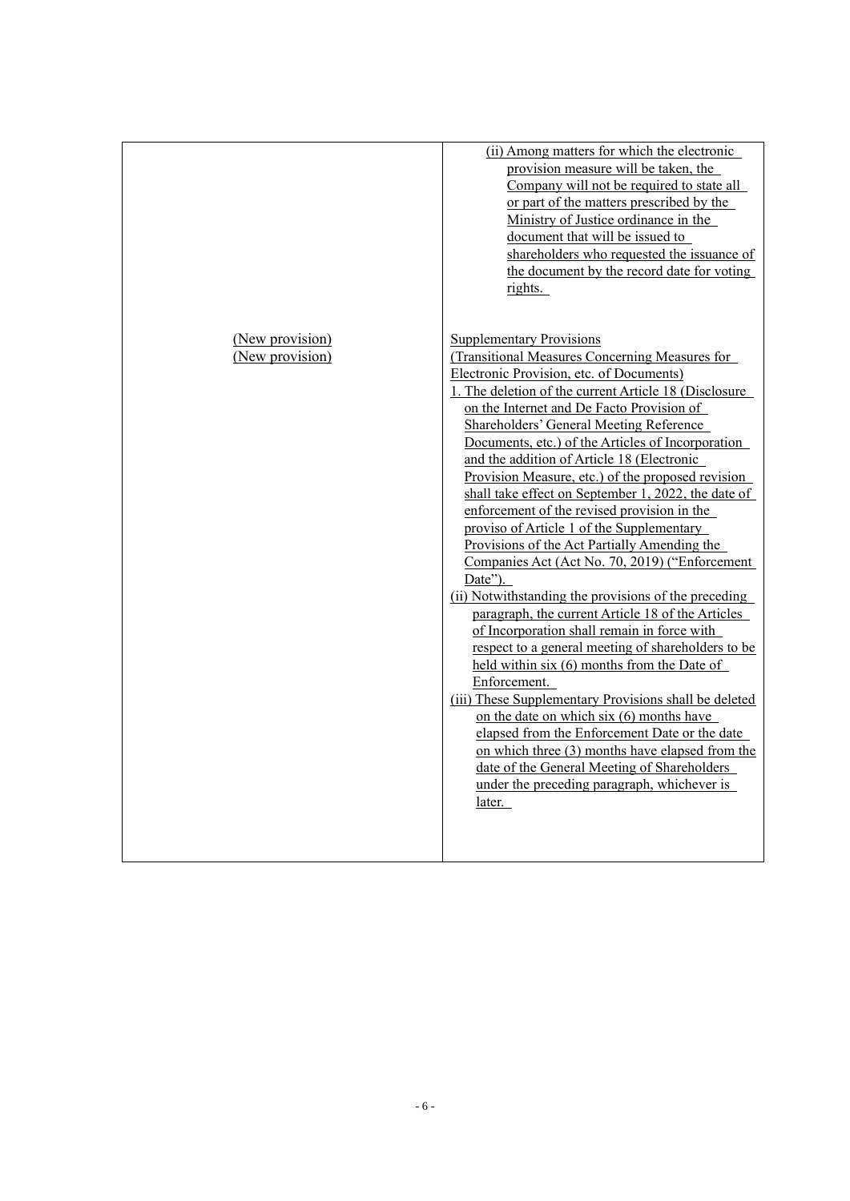| | |
|---|---|
| | (ii) Among matters for which the electronic provision measure will be taken, the Company will not be required to state all or part of the matters prescribed by the Ministry of Justice ordinance in the document that will be issued to shareholders who requested the issuance of the document by the record date for voting rights. |
| (New provision)<br>(New provision) | Supplementary Provisions<br>(Transitional Measures Concerning Measures for Electronic Provision, etc. of Documents)<br>1. The deletion of the current Article 18 (Disclosure on the Internet and De Facto Provision of Shareholders' General Meeting Reference Documents, etc.) of the Articles of Incorporation and the addition of Article 18 (Electronic Provision Measure, etc.) of the proposed revision shall take effect on September 1, 2022, the date of enforcement of the revised provision in the proviso of Article 1 of the Supplementary Provisions of the Act Partially Amending the Companies Act (Act No. 70, 2019) ("Enforcement Date").<br>(ii) Notwithstanding the provisions of the preceding paragraph, the current Article 18 of the Articles of Incorporation shall remain in force with respect to a general meeting of shareholders to be held within six (6) months from the Date of Enforcement.<br>(iii) These Supplementary Provisions shall be deleted on the date on which six (6) months have elapsed from the Enforcement Date or the date on which three (3) months have elapsed from the date of the General Meeting of Shareholders under the preceding paragraph, whichever is later. |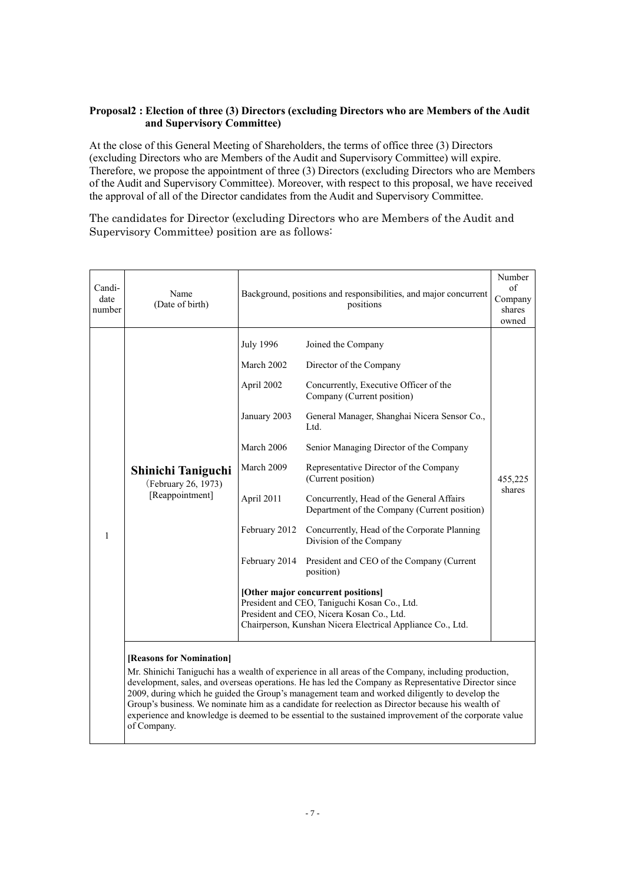**Proposal2 : Election of three (3) Directors (excluding Directors who are Members of the Audit and Supervisory Committee)**

At the close of this General Meeting of Shareholders, the terms of office three (3) Directors (excluding Directors who are Members of the Audit and Supervisory Committee) will expire. Therefore, we propose the appointment of three (3) Directors (excluding Directors who are Members of the Audit and Supervisory Committee). Moreover, with respect to this proposal, we have received the approval of all of the Director candidates from the Audit and Supervisory Committee.

The candidates for Director (excluding Directors who are Members of the Audit and Supervisory Committee) position are as follows:

| Candi-date number | Name (Date of birth) | Background, positions and responsibilities, and major concurrent positions | | Number of Company shares owned |
|---|---|---|---|---|
| 1 | **Shinichi Taniguchi** (February 26, 1973) [Reappointment] | July 1996 | Joined the Company | 455,225 shares |
| | | March 2002 | Director of the Company | |
| | | April 2002 | Concurrently, Executive Officer of the Company (Current position) | |
| | | January 2003 | General Manager, Shanghai Nicera Sensor Co., Ltd. | |
| | | March 2006 | Senior Managing Director of the Company | |
| | | March 2009 | Representative Director of the Company (Current position) | |
| | | April 2011 | Concurrently, Head of the General Affairs Department of the Company (Current position) | |
| | | February 2012 | Concurrently, Head of the Corporate Planning Division of the Company | |
| | | February 2014 | President and CEO of the Company (Current position) | |
| | | **[Other major concurrent positions]** President and CEO, Taniguchi Kosan Co., Ltd. President and CEO, Nicera Kosan Co., Ltd. Chairperson, Kunshan Nicera Electrical Appliance Co., Ltd. | | |
| | **[Reasons for Nomination]** Mr. Shinichi Taniguchi has a wealth of experience in all areas of the Company, including production, development, sales, and overseas operations. He has led the Company as Representative Director since 2009, during which he guided the Group's management team and worked diligently to develop the Group's business. We nominate him as a candidate for reelection as Director because his wealth of experience and knowledge is deemed to be essential to the sustained improvement of the corporate value of Company. | | | |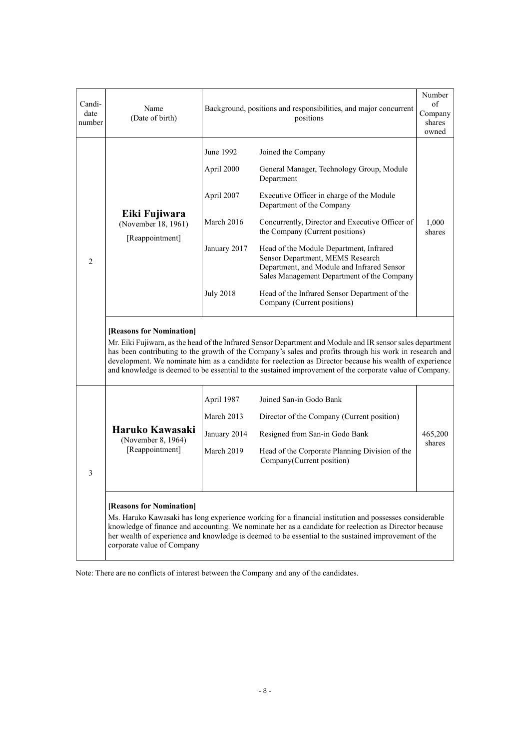| Candidate number | Name (Date of birth) | Background, positions and responsibilities, and major concurrent positions | | Number of Company shares owned |
|---|---|---|---|---|
| 2 | **Eiki Fujiwara** (November 18, 1961) [Reappointment] | June 1992 | Joined the Company | 1,000 shares |
| | | April 2000 | General Manager, Technology Group, Module Department | |
| | | April 2007 | Executive Officer in charge of the Module Department of the Company | |
| | | March 2016 | Concurrently, Director and Executive Officer of the Company (Current positions) | |
| | | January 2017 | Head of the Module Department, Infrared Sensor Department, MEMS Research Department, and Module and Infrared Sensor Sales Management Department of the Company | |
| | | July 2018 | Head of the Infrared Sensor Department of the Company (Current positions) | |
| | **[Reasons for Nomination]** Mr. Eiki Fujiwara, as the head of the Infrared Sensor Department and Module and IR sensor sales department has been contributing to the growth of the Company's sales and profits through his work in research and development. We nominate him as a candidate for reelection as Director because his wealth of experience and knowledge is deemed to be essential to the sustained improvement of the corporate value of Company. | | | |
| 3 | **Haruko Kawasaki** (November 8, 1964) [Reappointment] | April 1987 | Joined San-in Godo Bank | 465,200 shares |
| | | March 2013 | Director of the Company (Current position) | |
| | | January 2014 | Resigned from San-in Godo Bank | |
| | | March 2019 | Head of the Corporate Planning Division of the Company(Current position) | |
| | **[Reasons for Nomination]** Ms. Haruko Kawasaki has long experience working for a financial institution and possesses considerable knowledge of finance and accounting. We nominate her as a candidate for reelection as Director because her wealth of experience and knowledge is deemed to be essential to the sustained improvement of the corporate value of Company | | | |

Note: There are no conflicts of interest between the Company and any of the candidates.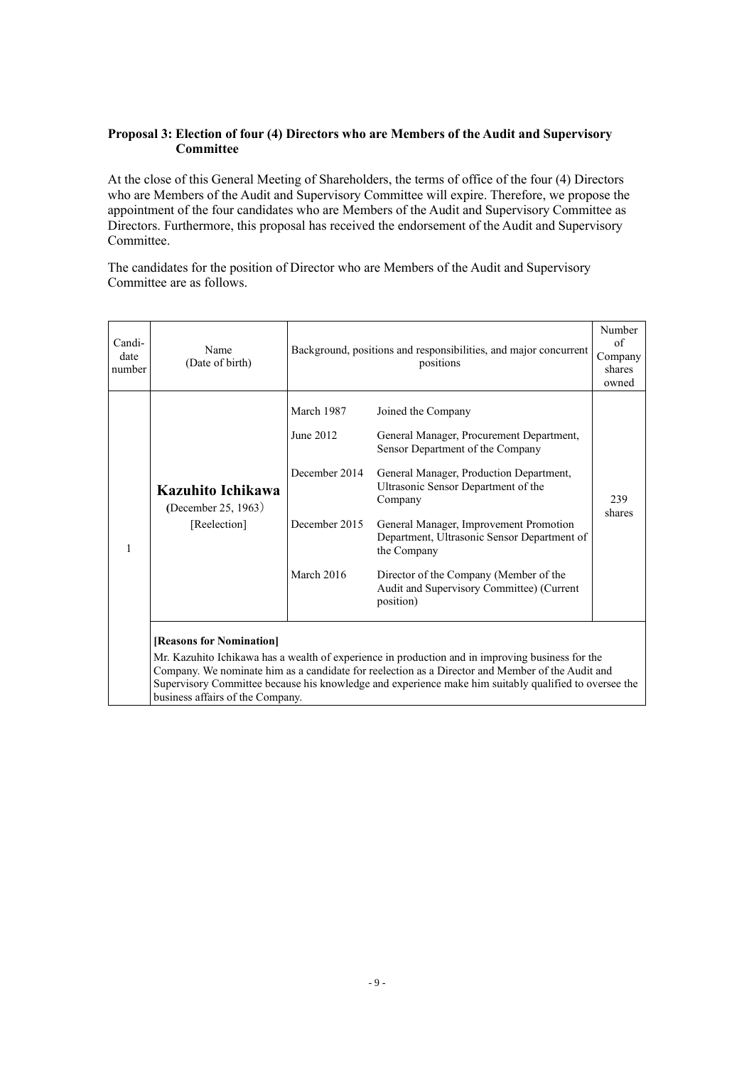**Proposal 3: Election of four (4) Directors who are Members of the Audit and Supervisory Committee**

At the close of this General Meeting of Shareholders, the terms of office of the four (4) Directors who are Members of the Audit and Supervisory Committee will expire. Therefore, we propose the appointment of the four candidates who are Members of the Audit and Supervisory Committee as Directors. Furthermore, this proposal has received the endorsement of the Audit and Supervisory Committee.

The candidates for the position of Director who are Members of the Audit and Supervisory Committee are as follows.

| Candi-date number | Name (Date of birth) | Background, positions and responsibilities, and major concurrent positions | | Number of Company shares owned |
|---|---|---|---|---|
| 1 | **Kazuhito Ichikawa** (December 25, 1963) [Reelection] | March 1987 | Joined the Company | 239 shares |
| | | June 2012 | General Manager, Procurement Department, Sensor Department of the Company | |
| | | December 2014 | General Manager, Production Department, Ultrasonic Sensor Department of the Company | |
| | | December 2015 | General Manager, Improvement Promotion Department, Ultrasonic Sensor Department of the Company | |
| | | March 2016 | Director of the Company (Member of the Audit and Supervisory Committee) (Current position) | |
| | **[Reasons for Nomination]** Mr. Kazuhito Ichikawa has a wealth of experience in production and in improving business for the Company. We nominate him as a candidate for reelection as a Director and Member of the Audit and Supervisory Committee because his knowledge and experience make him suitably qualified to oversee the business affairs of the Company. | | | |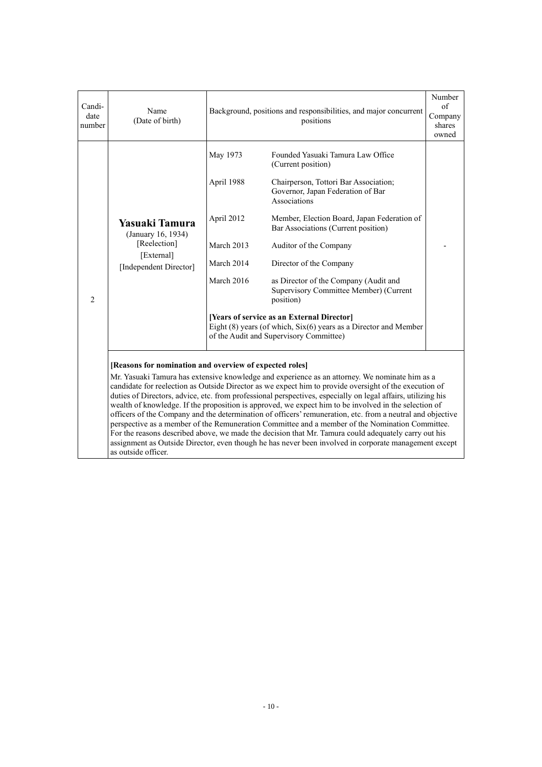| Candi-date number | Name (Date of birth) | Background, positions and responsibilities, and major concurrent positions | | Number of Company shares owned |
|---|---|---|---|---|
| 2 | **Yasuaki Tamura** (January 16, 1934) [Reelection] [External] [Independent Director] | May 1973 | Founded Yasuaki Tamura Law Office (Current position) | - |
| | | April 1988 | Chairperson, Tottori Bar Association; Governor, Japan Federation of Bar Associations | |
| | | April 2012 | Member, Election Board, Japan Federation of Bar Associations (Current position) | |
| | | March 2013 | Auditor of the Company | |
| | | March 2014 | Director of the Company | |
| | | March 2016 | as Director of the Company (Audit and Supervisory Committee Member) (Current position) | |
| | | **[Years of service as an External Director]** Eight (8) years (of which, Six(6) years as a Director and Member of the Audit and Supervisory Committee) | | |
| | **[Reasons for nomination and overview of expected roles]** Mr. Yasuaki Tamura has extensive knowledge and experience as an attorney. We nominate him as a candidate for reelection as Outside Director as we expect him to provide oversight of the execution of duties of Directors, advice, etc. from professional perspectives, especially on legal affairs, utilizing his wealth of knowledge. If the proposition is approved, we expect him to be involved in the selection of officers of the Company and the determination of officers' remuneration, etc. from a neutral and objective perspective as a member of the Remuneration Committee and a member of the Nomination Committee. For the reasons described above, we made the decision that Mr. Tamura could adequately carry out his assignment as Outside Director, even though he has never been involved in corporate management except as outside officer. | | | |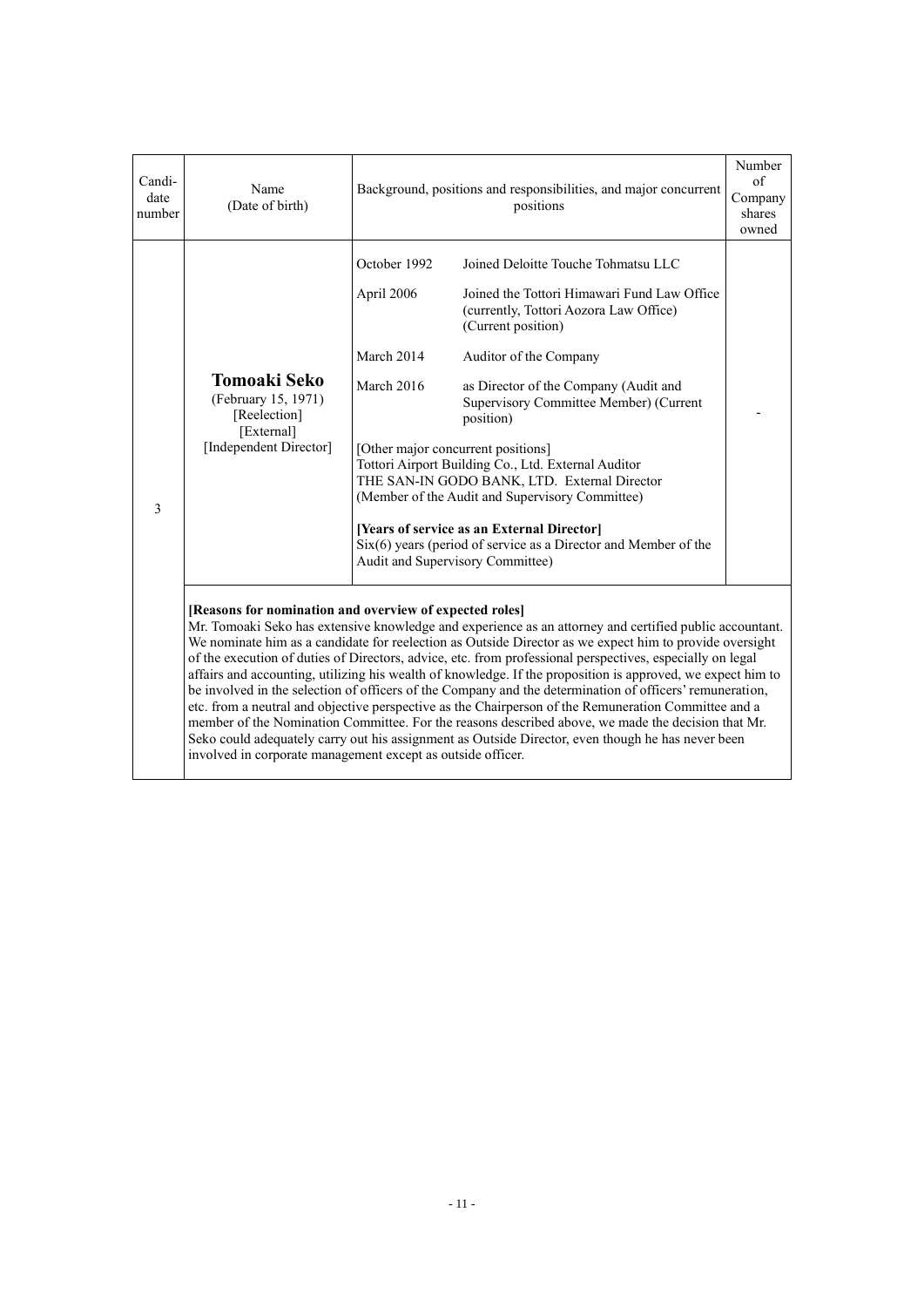| Candi-date number | Name (Date of birth) | Background, positions and responsibilities, and major concurrent positions | | Number of Company shares owned |
|---|---|---|---|---|
| 3 | **Tomoaki Seko** (February 15, 1971) [Reelection] [External] [Independent Director] | October 1992 | Joined Deloitte Touche Tohmatsu LLC | - |
| | | April 2006 | Joined the Tottori Himawari Fund Law Office (currently, Tottori Aozora Law Office) (Current position) | |
| | | March 2014 | Auditor of the Company | |
| | | March 2016 | as Director of the Company (Audit and Supervisory Committee Member) (Current position) | |
| | | [Other major concurrent positions]<br>Tottori Airport Building Co., Ltd. External Auditor<br>THE SAN-IN GODO BANK, LTD. External Director (Member of the Audit and Supervisory Committee)<br><br>**[Years of service as an External Director]**<br>Six(6) years (period of service as a Director and Member of the Audit and Supervisory Committee) | | |
| | **[Reasons for nomination and overview of expected roles]**<br>Mr. Tomoaki Seko has extensive knowledge and experience as an attorney and certified public accountant. We nominate him as a candidate for reelection as Outside Director as we expect him to provide oversight of the execution of duties of Directors, advice, etc. from professional perspectives, especially on legal affairs and accounting, utilizing his wealth of knowledge. If the proposition is approved, we expect him to be involved in the selection of officers of the Company and the determination of officers' remuneration, etc. from a neutral and objective perspective as the Chairperson of the Remuneration Committee and a member of the Nomination Committee. For the reasons described above, we made the decision that Mr. Seko could adequately carry out his assignment as Outside Director, even though he has never been involved in corporate management except as outside officer. | | | |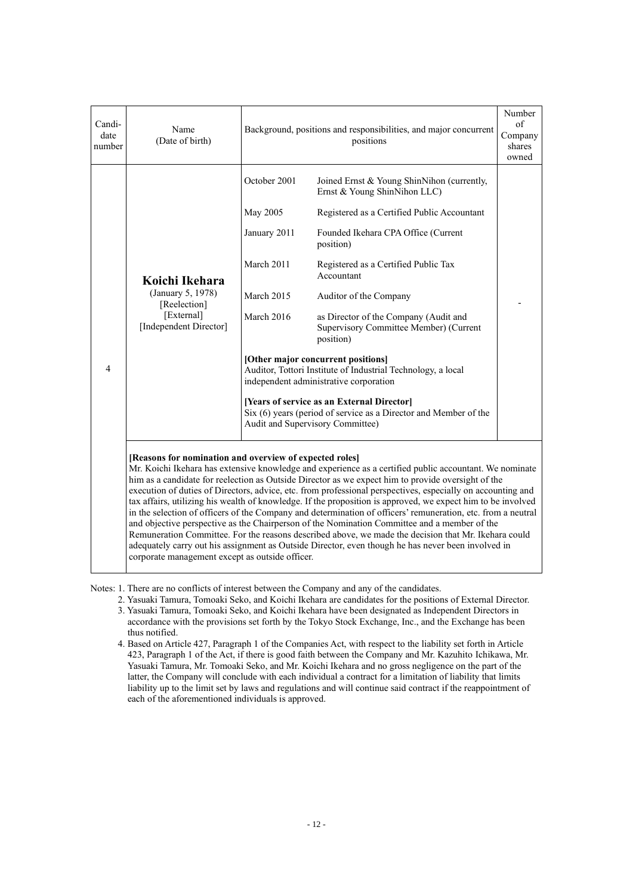| Candi-date number | Name (Date of birth) | Background, positions and responsibilities, and major concurrent positions | | Number of Company shares owned |
|---|---|---|---|---|
| 4 | **Koichi Ikehara** (January 5, 1978) [Reelection] [External] [Independent Director] | October 2001 | Joined Ernst & Young ShinNihon (currently, Ernst & Young ShinNihon LLC) | - |
| | | May 2005 | Registered as a Certified Public Accountant | |
| | | January 2011 | Founded Ikehara CPA Office (Current position) | |
| | | March 2011 | Registered as a Certified Public Tax Accountant | |
| | | March 2015 | Auditor of the Company | |
| | | March 2016 | as Director of the Company (Audit and Supervisory Committee Member) (Current position) | |
| | | **[Other major concurrent positions]** Auditor, Tottori Institute of Industrial Technology, a local independent administrative corporation | | |
| | | **[Years of service as an External Director]** Six (6) years (period of service as a Director and Member of the Audit and Supervisory Committee) | | |
| | **[Reasons for nomination and overview of expected roles]** Mr. Koichi Ikehara has extensive knowledge and experience as a certified public accountant. We nominate him as a candidate for reelection as Outside Director as we expect him to provide oversight of the execution of duties of Directors, advice, etc. from professional perspectives, especially on accounting and tax affairs, utilizing his wealth of knowledge. If the proposition is approved, we expect him to be involved in the selection of officers of the Company and determination of officers' remuneration, etc. from a neutral and objective perspective as the Chairperson of the Nomination Committee and a member of the Remuneration Committee. For the reasons described above, we made the decision that Mr. Ikehara could adequately carry out his assignment as Outside Director, even though he has never been involved in corporate management except as outside officer. | | | |

Notes: 1. There are no conflicts of interest between the Company and any of the candidates.

2. Yasuaki Tamura, Tomoaki Seko, and Koichi Ikehara are candidates for the positions of External Director.
3. Yasuaki Tamura, Tomoaki Seko, and Koichi Ikehara have been designated as Independent Directors in accordance with the provisions set forth by the Tokyo Stock Exchange, Inc., and the Exchange has been thus notified.
4. Based on Article 427, Paragraph 1 of the Companies Act, with respect to the liability set forth in Article 423, Paragraph 1 of the Act, if there is good faith between the Company and Mr. Kazuhito Ichikawa, Mr. Yasuaki Tamura, Mr. Tomoaki Seko, and Mr. Koichi Ikehara and no gross negligence on the part of the latter, the Company will conclude with each individual a contract for a limitation of liability that limits liability up to the limit set by laws and regulations and will continue said contract if the reappointment of each of the aforementioned individuals is approved.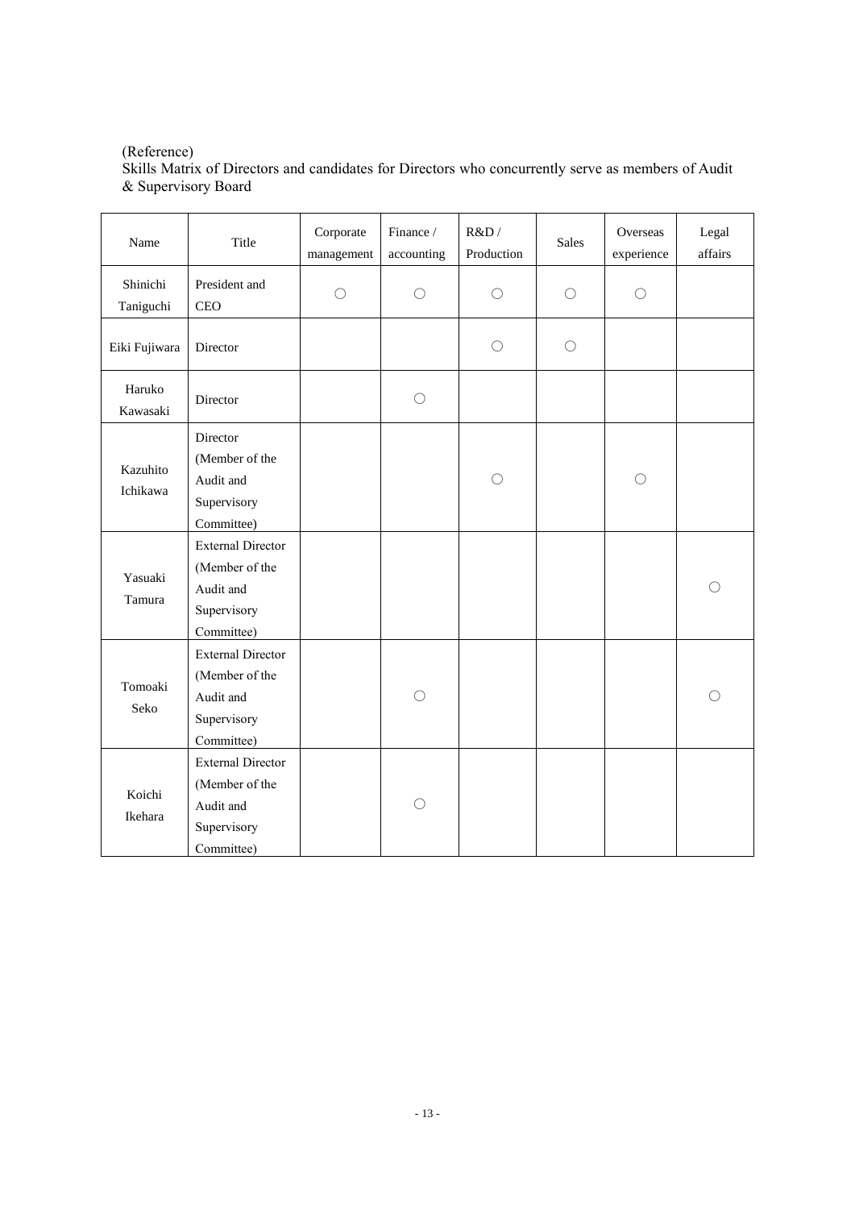(Reference)

Skills Matrix of Directors and candidates for Directors who concurrently serve as members of Audit & Supervisory Board

| Name | Title | Corporate management | Finance / accounting | R&D / Production | Sales | Overseas experience | Legal affairs |
|---|---|---|---|---|---|---|---|
| Shinichi Taniguchi | President and CEO | ○ | ○ | ○ | ○ | ○ | |
| Eiki Fujiwara | Director | | | ○ | ○ | | |
| Haruko Kawasaki | Director | | ○ | | | | |
| Kazuhito Ichikawa | Director (Member of the Audit and Supervisory Committee) | | | ○ | | ○ | |
| Yasuaki Tamura | External Director (Member of the Audit and Supervisory Committee) | | | | | | ○ |
| Tomoaki Seko | External Director (Member of the Audit and Supervisory Committee) | | ○ | | | | ○ |
| Koichi Ikehara | External Director (Member of the Audit and Supervisory Committee) | | ○ | | | | |